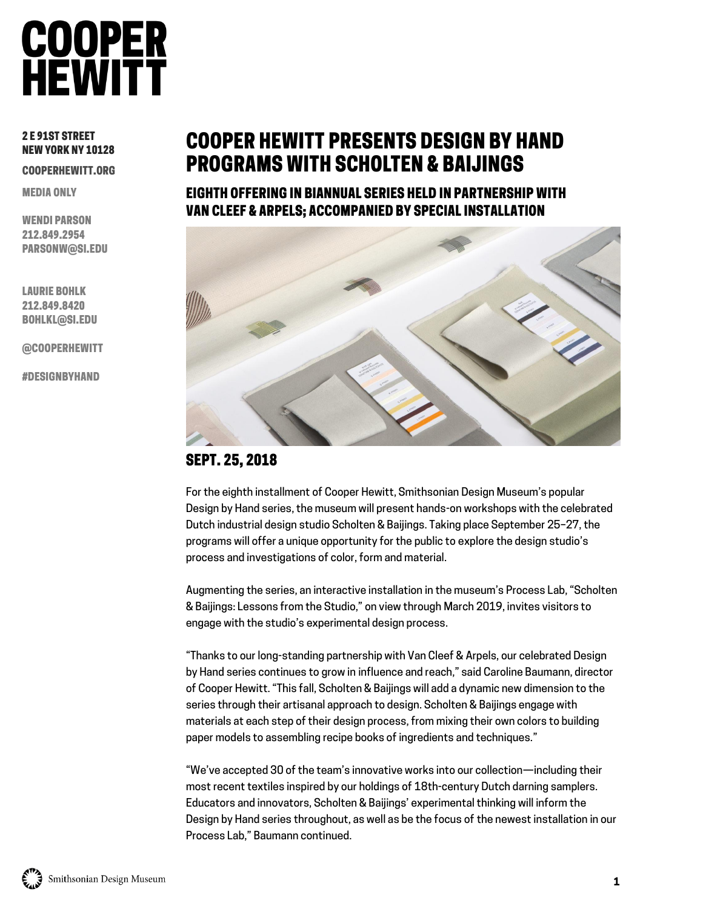# COOPER HEWITT

2 E 91ST STREET
NEW YORK NY 10128

COOPERHEWITT.ORG

MEDIA ONLY

WENDI PARSON
212.849.2954
PARSONW@SI.EDU

LAURIE BOHLK
212.849.8420
BOHLKL@SI.EDU

@COOPERHEWITT

#DESIGNBYHAND

## COOPER HEWITT PRESENTS DESIGN BY HAND PROGRAMS WITH SCHOLTEN & BAIJINGS

### EIGHTH OFFERING IN BIANNUAL SERIES HELD IN PARTNERSHIP WITH VAN CLEEF & ARPELS; ACCOMPANIED BY SPECIAL INSTALLATION

### SEPT. 25, 2018

For the eighth installment of Cooper Hewitt, Smithsonian Design Museum's popular Design by Hand series, the museum will present hands-on workshops with the celebrated Dutch industrial design studio Scholten & Baijings. Taking place September 25–27, the programs will offer a unique opportunity for the public to explore the design studio's process and investigations of color, form and material.

Augmenting the series, an interactive installation in the museum's Process Lab, "Scholten & Baijings: Lessons from the Studio," on view through March 2019, invites visitors to engage with the studio's experimental design process.

"Thanks to our long-standing partnership with Van Cleef & Arpels, our celebrated Design by Hand series continues to grow in influence and reach," said Caroline Baumann, director of Cooper Hewitt. "This fall, Scholten & Baijings will add a dynamic new dimension to the series through their artisanal approach to design. Scholten & Baijings engage with materials at each step of their design process, from mixing their own colors to building paper models to assembling recipe books of ingredients and techniques."

"We've accepted 30 of the team's innovative works into our collection—including their most recent textiles inspired by our holdings of 18th-century Dutch darning samplers. Educators and innovators, Scholten & Baijings' experimental thinking will inform the Design by Hand series throughout, as well as be the focus of the newest installation in our Process Lab," Baumann continued.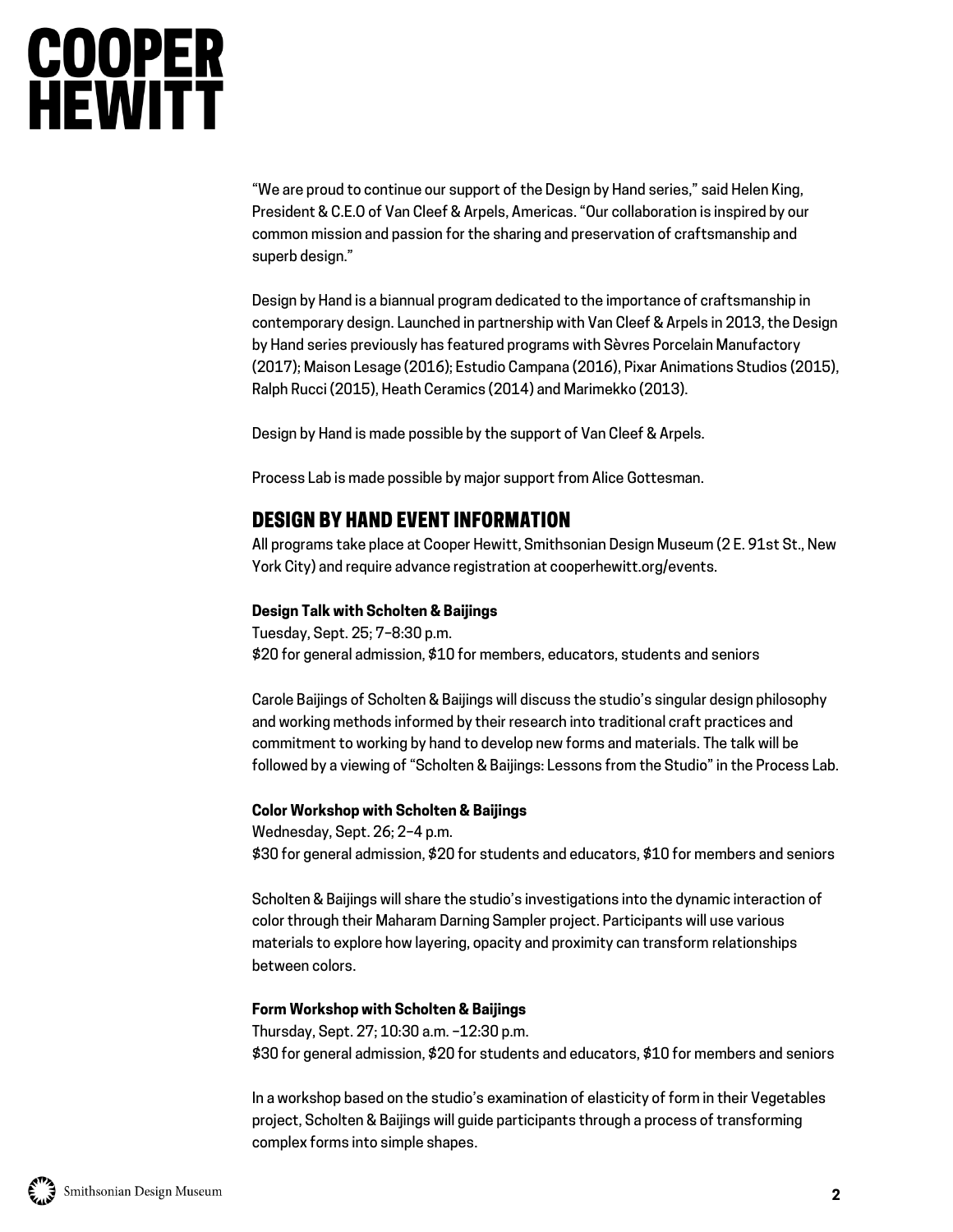"We are proud to continue our support of the Design by Hand series," said Helen King, President & C.E.O of Van Cleef & Arpels, Americas. "Our collaboration is inspired by our common mission and passion for the sharing and preservation of craftsmanship and superb design."

Design by Hand is a biannual program dedicated to the importance of craftsmanship in contemporary design. Launched in partnership with Van Cleef & Arpels in 2013, the Design by Hand series previously has featured programs with Sèvres Porcelain Manufactory (2017); Maison Lesage (2016); Estudio Campana (2016), Pixar Animations Studios (2015), Ralph Rucci (2015), Heath Ceramics (2014) and Marimekko (2013).

Design by Hand is made possible by the support of Van Cleef & Arpels.

Process Lab is made possible by major support from Alice Gottesman.

## DESIGN BY HAND EVENT INFORMATION

All programs take place at Cooper Hewitt, Smithsonian Design Museum (2 E. 91st St., New York City) and require advance registration at cooperhewitt.org/events.

**Design Talk with Scholten & Baijings**
Tuesday, Sept. 25; 7–8:30 p.m.
$20 for general admission, $10 for members, educators, students and seniors

Carole Baijings of Scholten & Baijings will discuss the studio's singular design philosophy and working methods informed by their research into traditional craft practices and commitment to working by hand to develop new forms and materials. The talk will be followed by a viewing of "Scholten & Baijings: Lessons from the Studio" in the Process Lab.

**Color Workshop with Scholten & Baijings**
Wednesday, Sept. 26; 2–4 p.m.
$30 for general admission, $20 for students and educators, $10 for members and seniors

Scholten & Baijings will share the studio's investigations into the dynamic interaction of color through their Maharam Darning Sampler project. Participants will use various materials to explore how layering, opacity and proximity can transform relationships between colors.

**Form Workshop with Scholten & Baijings**
Thursday, Sept. 27; 10:30 a.m. –12:30 p.m.
$30 for general admission, $20 for students and educators, $10 for members and seniors

In a workshop based on the studio's examination of elasticity of form in their Vegetables project, Scholten & Baijings will guide participants through a process of transforming complex forms into simple shapes.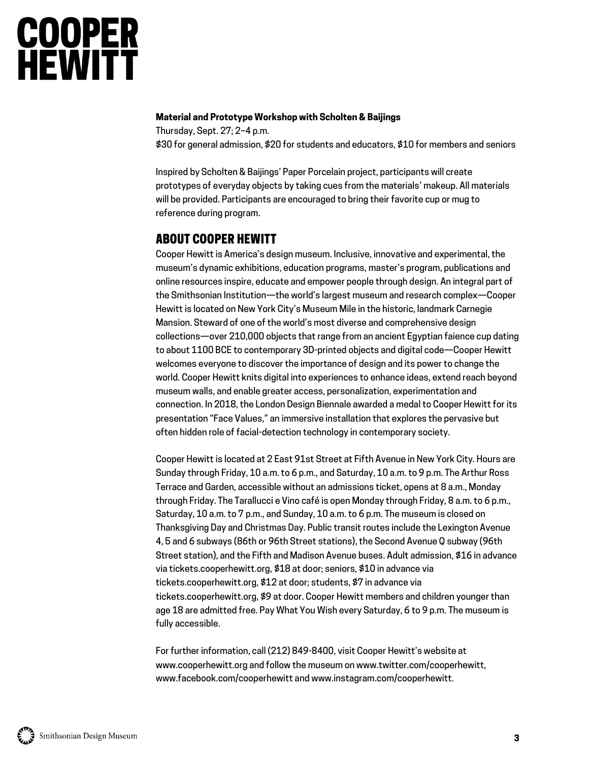**Material and Prototype Workshop with Scholten & Baijings**
Thursday, Sept. 27; 2–4 p.m.
$30 for general admission, $20 for students and educators, $10 for members and seniors

Inspired by Scholten & Baijings' Paper Porcelain project, participants will create prototypes of everyday objects by taking cues from the materials' makeup. All materials will be provided. Participants are encouraged to bring their favorite cup or mug to reference during program.

## ABOUT COOPER HEWITT

Cooper Hewitt is America's design museum. Inclusive, innovative and experimental, the museum's dynamic exhibitions, education programs, master's program, publications and online resources inspire, educate and empower people through design. An integral part of the Smithsonian Institution—the world's largest museum and research complex—Cooper Hewitt is located on New York City's Museum Mile in the historic, landmark Carnegie Mansion. Steward of one of the world's most diverse and comprehensive design collections—over 210,000 objects that range from an ancient Egyptian faience cup dating to about 1100 BCE to contemporary 3D-printed objects and digital code—Cooper Hewitt welcomes everyone to discover the importance of design and its power to change the world. Cooper Hewitt knits digital into experiences to enhance ideas, extend reach beyond museum walls, and enable greater access, personalization, experimentation and connection. In 2018, the London Design Biennale awarded a medal to Cooper Hewitt for its presentation "Face Values," an immersive installation that explores the pervasive but often hidden role of facial-detection technology in contemporary society.

Cooper Hewitt is located at 2 East 91st Street at Fifth Avenue in New York City. Hours are Sunday through Friday, 10 a.m. to 6 p.m., and Saturday, 10 a.m. to 9 p.m. The Arthur Ross Terrace and Garden, accessible without an admissions ticket, opens at 8 a.m., Monday through Friday. The Tarallucci e Vino café is open Monday through Friday, 8 a.m. to 6 p.m., Saturday, 10 a.m. to 7 p.m., and Sunday, 10 a.m. to 6 p.m. The museum is closed on Thanksgiving Day and Christmas Day. Public transit routes include the Lexington Avenue 4, 5 and 6 subways (86th or 96th Street stations), the Second Avenue Q subway (96th Street station), and the Fifth and Madison Avenue buses. Adult admission, $16 in advance via tickets.cooperhewitt.org, $18 at door; seniors, $10 in advance via tickets.cooperhewitt.org, $12 at door; students, $7 in advance via tickets.cooperhewitt.org, $9 at door. Cooper Hewitt members and children younger than age 18 are admitted free. Pay What You Wish every Saturday, 6 to 9 p.m. The museum is fully accessible.

For further information, call (212) 849-8400, visit Cooper Hewitt's website at www.cooperhewitt.org and follow the museum on www.twitter.com/cooperhewitt, www.facebook.com/cooperhewitt and www.instagram.com/cooperhewitt.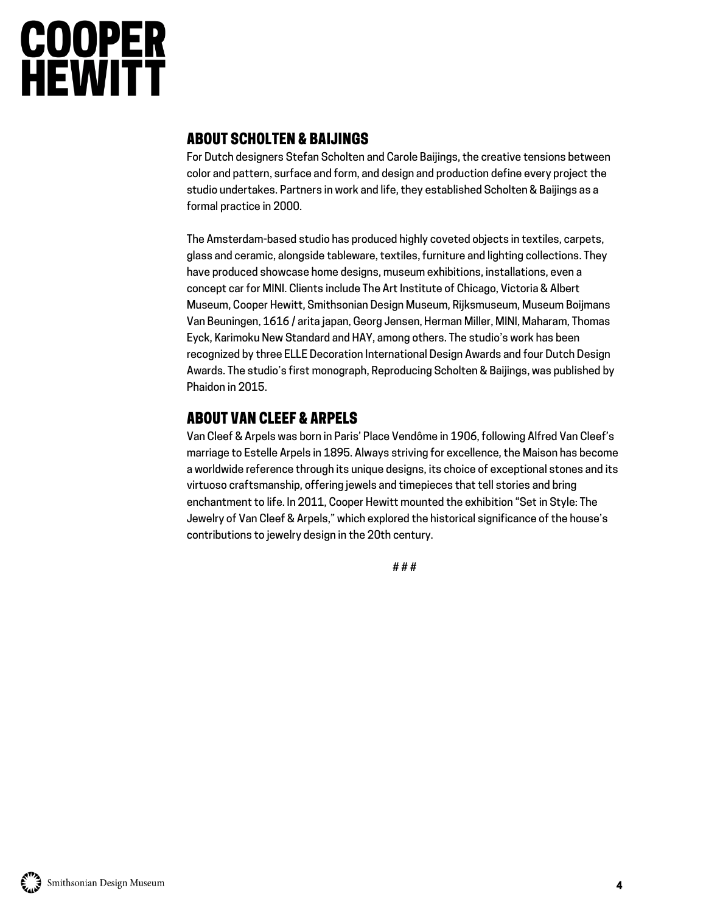## ABOUT SCHOLTEN & BAIJINGS

For Dutch designers Stefan Scholten and Carole Baijings, the creative tensions between color and pattern, surface and form, and design and production define every project the studio undertakes. Partners in work and life, they established Scholten & Baijings as a formal practice in 2000.

The Amsterdam-based studio has produced highly coveted objects in textiles, carpets, glass and ceramic, alongside tableware, textiles, furniture and lighting collections. They have produced showcase home designs, museum exhibitions, installations, even a concept car for MINI. Clients include The Art Institute of Chicago, Victoria & Albert Museum, Cooper Hewitt, Smithsonian Design Museum, Rijksmuseum, Museum Boijmans Van Beuningen, 1616 / arita japan, Georg Jensen, Herman Miller, MINI, Maharam, Thomas Eyck, Karimoku New Standard and HAY, among others. The studio's work has been recognized by three ELLE Decoration International Design Awards and four Dutch Design Awards. The studio's first monograph, Reproducing Scholten & Baijings, was published by Phaidon in 2015.

## ABOUT VAN CLEEF & ARPELS

Van Cleef & Arpels was born in Paris' Place Vendôme in 1906, following Alfred Van Cleef's marriage to Estelle Arpels in 1895. Always striving for excellence, the Maison has become a worldwide reference through its unique designs, its choice of exceptional stones and its virtuoso craftsmanship, offering jewels and timepieces that tell stories and bring enchantment to life. In 2011, Cooper Hewitt mounted the exhibition "Set in Style: The Jewelry of Van Cleef & Arpels," which explored the historical significance of the house's contributions to jewelry design in the 20th century.

# # #